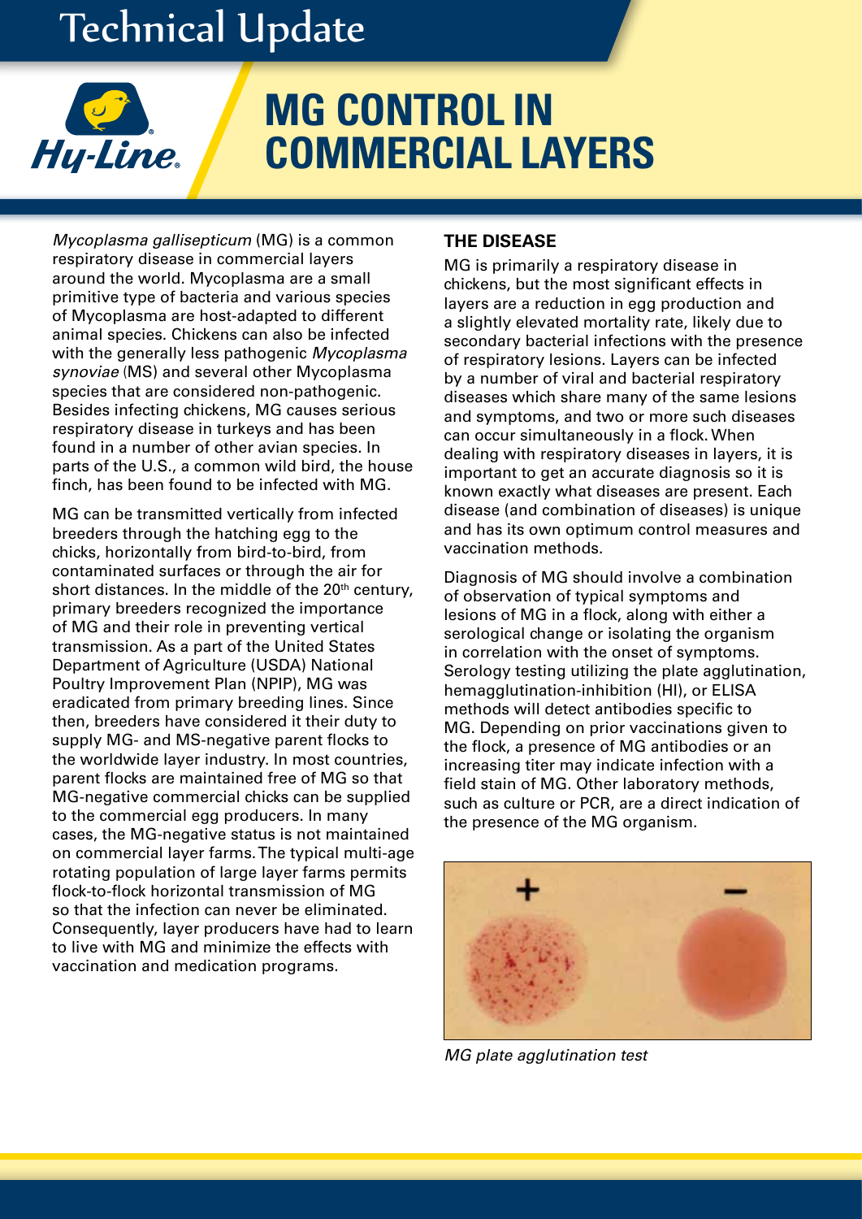# Technical Update

## MG CONTROL IN COMMERCIAL LAYERS

*Mycoplasma gallisepticum* (MG) is a common respiratory disease in commercial layers around the world. Mycoplasma are a small primitive type of bacteria and various species of Mycoplasma are host-adapted to different animal species. Chickens can also be infected with the generally less pathogenic *Mycoplasma synoviae* (MS) and several other Mycoplasma species that are considered non-pathogenic. Besides infecting chickens, MG causes serious respiratory disease in turkeys and has been found in a number of other avian species. In parts of the U.S., a common wild bird, the house finch, has been found to be infected with MG.

MG can be transmitted vertically from infected breeders through the hatching egg to the chicks, horizontally from bird-to-bird, from contaminated surfaces or through the air for short distances. In the middle of the 20th century, primary breeders recognized the importance of MG and their role in preventing vertical transmission. As a part of the United States Department of Agriculture (USDA) National Poultry Improvement Plan (NPIP), MG was eradicated from primary breeding lines. Since then, breeders have considered it their duty to supply MG- and MS-negative parent flocks to the worldwide layer industry. In most countries, parent flocks are maintained free of MG so that MG-negative commercial chicks can be supplied to the commercial egg producers. In many cases, the MG-negative status is not maintained on commercial layer farms. The typical multi-age rotating population of large layer farms permits flock-to-flock horizontal transmission of MG so that the infection can never be eliminated. Consequently, layer producers have had to learn to live with MG and minimize the effects with vaccination and medication programs.

### THE DISEASE

MG is primarily a respiratory disease in chickens, but the most significant effects in layers are a reduction in egg production and a slightly elevated mortality rate, likely due to secondary bacterial infections with the presence of respiratory lesions. Layers can be infected by a number of viral and bacterial respiratory diseases which share many of the same lesions and symptoms, and two or more such diseases can occur simultaneously in a flock. When dealing with respiratory diseases in layers, it is important to get an accurate diagnosis so it is known exactly what diseases are present. Each disease (and combination of diseases) is unique and has its own optimum control measures and vaccination methods.

Diagnosis of MG should involve a combination of observation of typical symptoms and lesions of MG in a flock, along with either a serological change or isolating the organism in correlation with the onset of symptoms. Serology testing utilizing the plate agglutination, hemagglutination-inhibition (HI), or ELISA methods will detect antibodies specific to MG. Depending on prior vaccinations given to the flock, a presence of MG antibodies or an increasing titer may indicate infection with a field stain of MG. Other laboratory methods, such as culture or PCR, are a direct indication of the presence of the MG organism.

*MG plate agglutination test*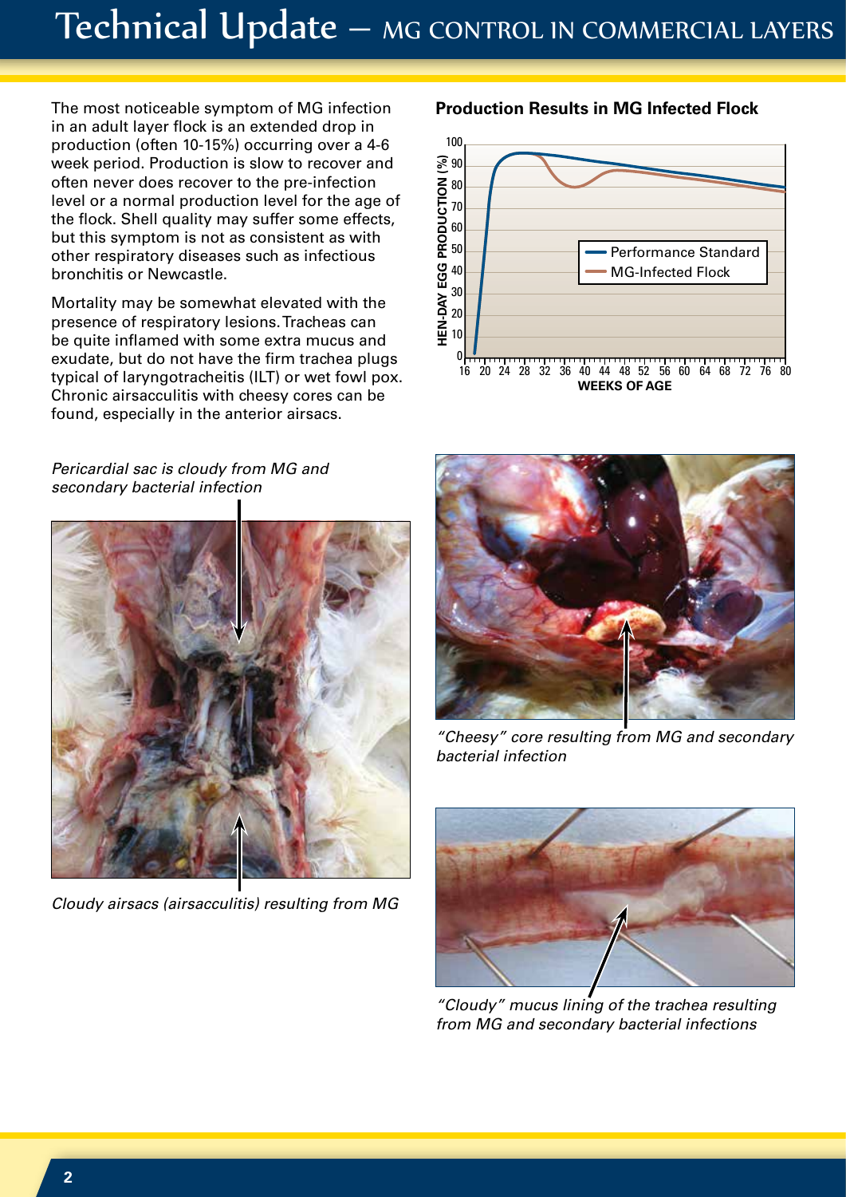# Technical Update — MG CONTROL IN COMMERCIAL LAYERS

The most noticeable symptom of MG infection in an adult layer flock is an extended drop in production (often 10-15%) occurring over a 4-6 week period. Production is slow to recover and often never does recover to the pre-infection level or a normal production level for the age of the flock. Shell quality may suffer some effects, but this symptom is not as consistent as with other respiratory diseases such as infectious bronchitis or Newcastle.

Mortality may be somewhat elevated with the presence of respiratory lesions. Tracheas can be quite inflamed with some extra mucus and exudate, but do not have the firm trachea plugs typical of laryngotracheitis (ILT) or wet fowl pox. Chronic airsacculitis with cheesy cores can be found, especially in the anterior airsacs.

**Production Results in MG Infected Flock**

*Pericardial sac is cloudy from MG and secondary bacterial infection*

*Cloudy airsacs (airsacculitis) resulting from MG*

*"Cheesy" core resulting from MG and secondary bacterial infection*

*"Cloudy" mucus lining of the trachea resulting from MG and secondary bacterial infections*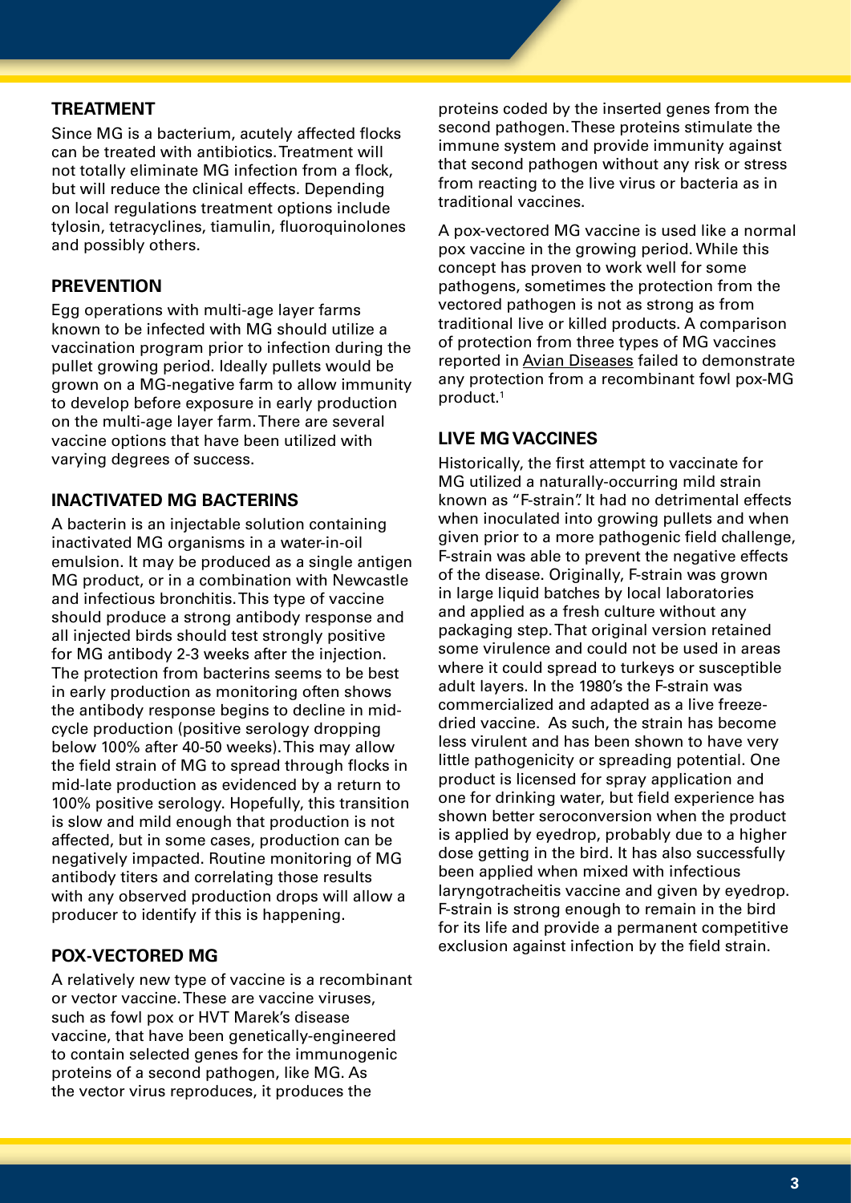## TREATMENT

Since MG is a bacterium, acutely affected flocks can be treated with antibiotics. Treatment will not totally eliminate MG infection from a flock, but will reduce the clinical effects. Depending on local regulations treatment options include tylosin, tetracyclines, tiamulin, fluoroquinolones and possibly others.

## PREVENTION

Egg operations with multi-age layer farms known to be infected with MG should utilize a vaccination program prior to infection during the pullet growing period. Ideally pullets would be grown on a MG-negative farm to allow immunity to develop before exposure in early production on the multi-age layer farm. There are several vaccine options that have been utilized with varying degrees of success.

## INACTIVATED MG BACTERINS

A bacterin is an injectable solution containing inactivated MG organisms in a water-in-oil emulsion. It may be produced as a single antigen MG product, or in a combination with Newcastle and infectious bronchitis. This type of vaccine should produce a strong antibody response and all injected birds should test strongly positive for MG antibody 2-3 weeks after the injection. The protection from bacterins seems to be best in early production as monitoring often shows the antibody response begins to decline in mid-cycle production (positive serology dropping below 100% after 40-50 weeks). This may allow the field strain of MG to spread through flocks in mid-late production as evidenced by a return to 100% positive serology. Hopefully, this transition is slow and mild enough that production is not affected, but in some cases, production can be negatively impacted. Routine monitoring of MG antibody titers and correlating those results with any observed production drops will allow a producer to identify if this is happening.

## POX-VECTORED MG

A relatively new type of vaccine is a recombinant or vector vaccine. These are vaccine viruses, such as fowl pox or HVT Marek's disease vaccine, that have been genetically-engineered to contain selected genes for the immunogenic proteins of a second pathogen, like MG. As the vector virus reproduces, it produces the proteins coded by the inserted genes from the second pathogen. These proteins stimulate the immune system and provide immunity against that second pathogen without any risk or stress from reacting to the live virus or bacteria as in traditional vaccines.

A pox-vectored MG vaccine is used like a normal pox vaccine in the growing period. While this concept has proven to work well for some pathogens, sometimes the protection from the vectored pathogen is not as strong as from traditional live or killed products. A comparison of protection from three types of MG vaccines reported in Avian Diseases failed to demonstrate any protection from a recombinant fowl pox-MG product.[1]

## LIVE MG VACCINES

Historically, the first attempt to vaccinate for MG utilized a naturally-occurring mild strain known as "F-strain". It had no detrimental effects when inoculated into growing pullets and when given prior to a more pathogenic field challenge, F-strain was able to prevent the negative effects of the disease. Originally, F-strain was grown in large liquid batches by local laboratories and applied as a fresh culture without any packaging step. That original version retained some virulence and could not be used in areas where it could spread to turkeys or susceptible adult layers. In the 1980's the F-strain was commercialized and adapted as a live freeze-dried vaccine. As such, the strain has become less virulent and has been shown to have very little pathogenicity or spreading potential. One product is licensed for spray application and one for drinking water, but field experience has shown better seroconversion when the product is applied by eyedrop, probably due to a higher dose getting in the bird. It has also successfully been applied when mixed with infectious laryngotracheitis vaccine and given by eyedrop. F-strain is strong enough to remain in the bird for its life and provide a permanent competitive exclusion against infection by the field strain.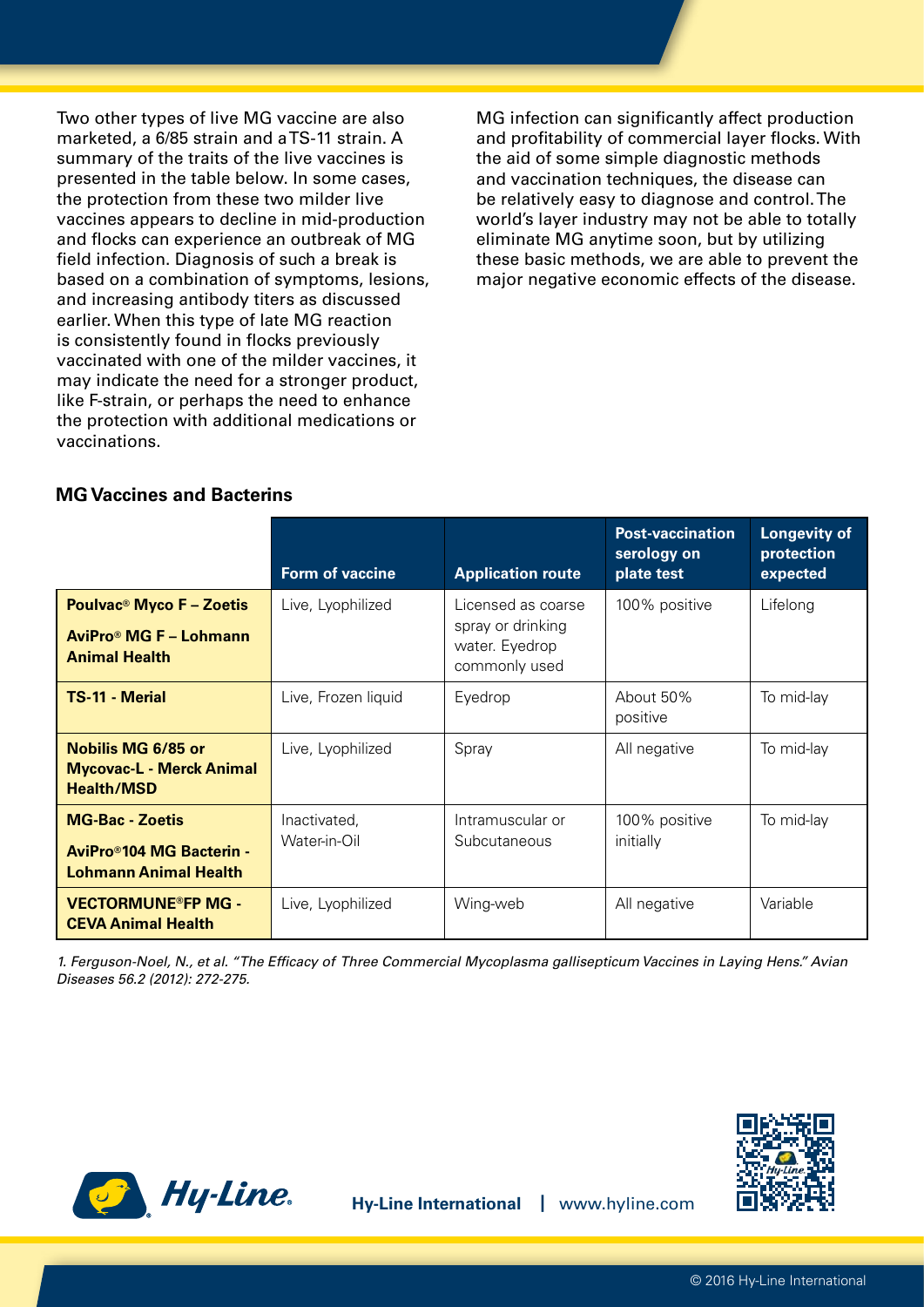Two other types of live MG vaccine are also marketed, a 6/85 strain and a TS-11 strain. A summary of the traits of the live vaccines is presented in the table below. In some cases, the protection from these two milder live vaccines appears to decline in mid-production and flocks can experience an outbreak of MG field infection. Diagnosis of such a break is based on a combination of symptoms, lesions, and increasing antibody titers as discussed earlier. When this type of late MG reaction is consistently found in flocks previously vaccinated with one of the milder vaccines, it may indicate the need for a stronger product, like F-strain, or perhaps the need to enhance the protection with additional medications or vaccinations.

MG infection can significantly affect production and profitability of commercial layer flocks. With the aid of some simple diagnostic methods and vaccination techniques, the disease can be relatively easy to diagnose and control. The world's layer industry may not be able to totally eliminate MG anytime soon, but by utilizing these basic methods, we are able to prevent the major negative economic effects of the disease.

## MG Vaccines and Bacterins

| | Form of vaccine | Application route | Post-vaccination serology on plate test | Longevity of protection expected |
|---|---|---|---|---|
| **Poulvac® Myco F – Zoetis** **AviPro® MG F – Lohmann Animal Health** | Live, Lyophilized | Licensed as coarse spray or drinking water. Eyedrop commonly used | 100% positive | Lifelong |
| **TS-11 - Merial** | Live, Frozen liquid | Eyedrop | About 50% positive | To mid-lay |
| **Nobilis MG 6/85 or Mycovac-L - Merck Animal Health/MSD** | Live, Lyophilized | Spray | All negative | To mid-lay |
| **MG-Bac - Zoetis** **AviPro®104 MG Bacterin - Lohmann Animal Health** | Inactivated, Water-in-Oil | Intramuscular or Subcutaneous | 100% positive initially | To mid-lay |
| **VECTORMUNE®FP MG - CEVA Animal Health** | Live, Lyophilized | Wing-web | All negative | Variable |

*1. Ferguson-Noel, N., et al. "The Efficacy of Three Commercial Mycoplasma gallisepticum Vaccines in Laying Hens." Avian Diseases 56.2 (2012): 272-275.*

**Hy-Line International** | www.hyline.com

© 2016 Hy-Line International